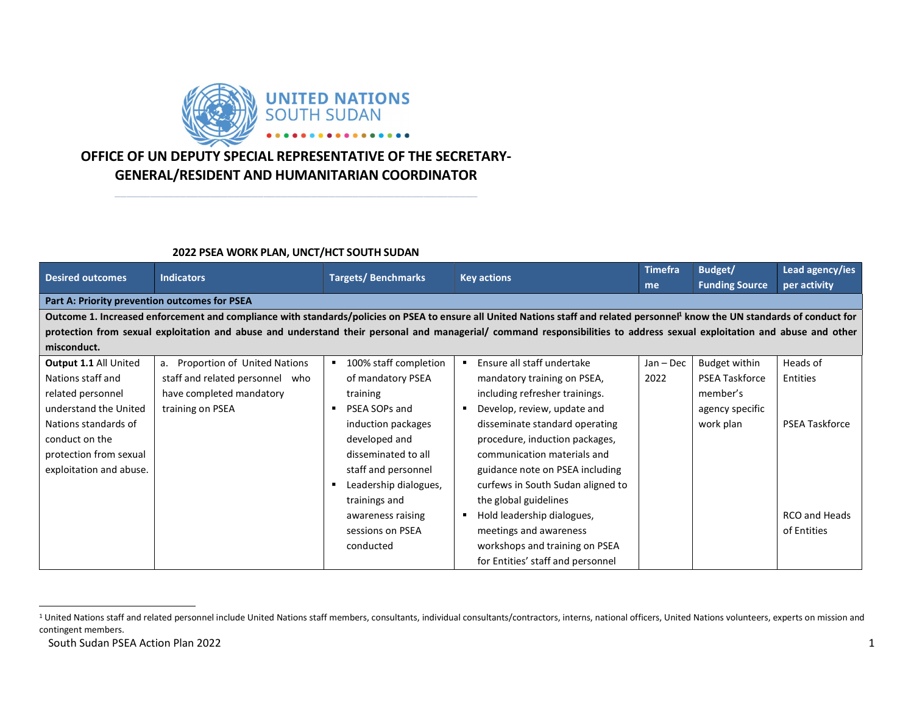UNITED NATIONS SOUTH SUDAN

# OFFICE OF UN DEPUTY SPECIAL REPRESENTATIVE OF THE SECRETARY-GENERAL/RESIDENT AND HUMANITARIAN COORDINATOR

## 2022 PSEA WORK PLAN, UNCT/HCT SOUTH SUDAN

| Desired outcomes | Indicators | Targets/ Benchmarks | Key actions | Timeframe | Budget/ Funding Source | Lead agency/ies per activity |
|---|---|---|---|---|---|---|
| **Part A: Priority prevention outcomes for PSEA** | | | | | | |
| **Outcome 1. Increased enforcement and compliance with standards/policies on PSEA to ensure all United Nations staff and related personnel[1] know the UN standards of conduct for protection from sexual exploitation and abuse and understand their personal and managerial/ command responsibilities to address sexual exploitation and abuse and other misconduct.** | | | | | | |
| **Output 1.1** All United Nations staff and related personnel understand the United Nations standards of conduct on the protection from sexual exploitation and abuse. | a. Proportion of United Nations staff and related personnel who have completed mandatory training on PSEA | ▪ 100% staff completion of mandatory PSEA training<br>▪ PSEA SOPs and induction packages developed and disseminated to all staff and personnel<br>▪ Leadership dialogues, trainings and awareness raising sessions on PSEA conducted | ▪ Ensure all staff undertake mandatory training on PSEA, including refresher trainings.<br>▪ Develop, review, update and disseminate standard operating procedure, induction packages, communication materials and guidance note on PSEA including curfews in South Sudan aligned to the global guidelines<br>▪ Hold leadership dialogues, meetings and awareness workshops and training on PSEA for Entities' staff and personnel | Jan – Dec 2022 | Budget within PSEA Taskforce member's agency specific work plan | Heads of Entities<br><br>PSEA Taskforce<br><br>RCO and Heads of Entities |

[1] United Nations staff and related personnel include United Nations staff members, consultants, individual consultants/contractors, interns, national officers, United Nations volunteers, experts on mission and contingent members.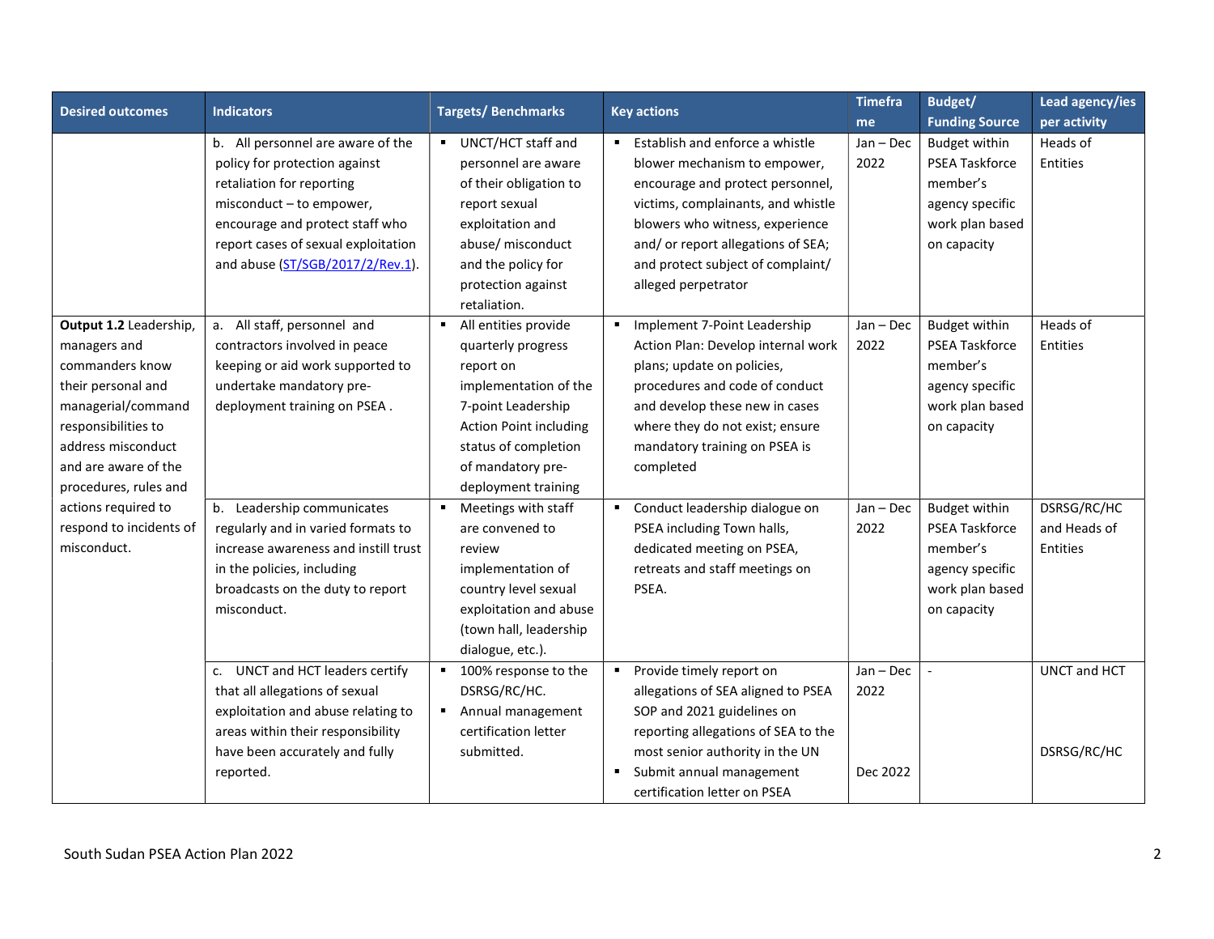| Desired outcomes | Indicators | Targets/ Benchmarks | Key actions | Timeframe | Budget/ Funding Source | Lead agency/ies per activity |
|---|---|---|---|---|---|---|
| | b. All personnel are aware of the policy for protection against retaliation for reporting misconduct – to empower, encourage and protect staff who report cases of sexual exploitation and abuse (ST/SGB/2017/2/Rev.1). | ▪ UNCT/HCT staff and personnel are aware of their obligation to report sexual exploitation and abuse/ misconduct and the policy for protection against retaliation. | ▪ Establish and enforce a whistle blower mechanism to empower, encourage and protect personnel, victims, complainants, and whistle blowers who witness, experience and/ or report allegations of SEA; and protect subject of complaint/ alleged perpetrator | Jan – Dec 2022 | Budget within PSEA Taskforce member's agency specific work plan based on capacity | Heads of Entities |
| **Output 1.2** Leadership, managers and commanders know their personal and managerial/command responsibilities to address misconduct and are aware of the procedures, rules and actions required to respond to incidents of misconduct. | a. All staff, personnel and contractors involved in peace keeping or aid work supported to undertake mandatory pre-deployment training on PSEA . | ▪ All entities provide quarterly progress report on implementation of the 7-point Leadership Action Point including status of completion of mandatory pre-deployment training | ▪ Implement 7-Point Leadership Action Plan: Develop internal work plans; update on policies, procedures and code of conduct and develop these new in cases where they do not exist; ensure mandatory training on PSEA is completed | Jan – Dec 2022 | Budget within PSEA Taskforce member's agency specific work plan based on capacity | Heads of Entities |
| | b. Leadership communicates regularly and in varied formats to increase awareness and instill trust in the policies, including broadcasts on the duty to report misconduct. | ▪ Meetings with staff are convened to review implementation of country level sexual exploitation and abuse (town hall, leadership dialogue, etc.). | ▪ Conduct leadership dialogue on PSEA including Town halls, dedicated meeting on PSEA, retreats and staff meetings on PSEA. | Jan – Dec 2022 | Budget within PSEA Taskforce member's agency specific work plan based on capacity | DSRSG/RC/HC and Heads of Entities |
| | c. UNCT and HCT leaders certify that all allegations of sexual exploitation and abuse relating to areas within their responsibility have been accurately and fully reported. | ▪ 100% response to the DSRSG/RC/HC.<br>▪ Annual management certification letter submitted. | ▪ Provide timely report on allegations of SEA aligned to PSEA SOP and 2021 guidelines on reporting allegations of SEA to the most senior authority in the UN<br>▪ Submit annual management certification letter on PSEA | Jan – Dec 2022<br><br>Dec 2022 | - | UNCT and HCT<br><br>DSRSG/RC/HC |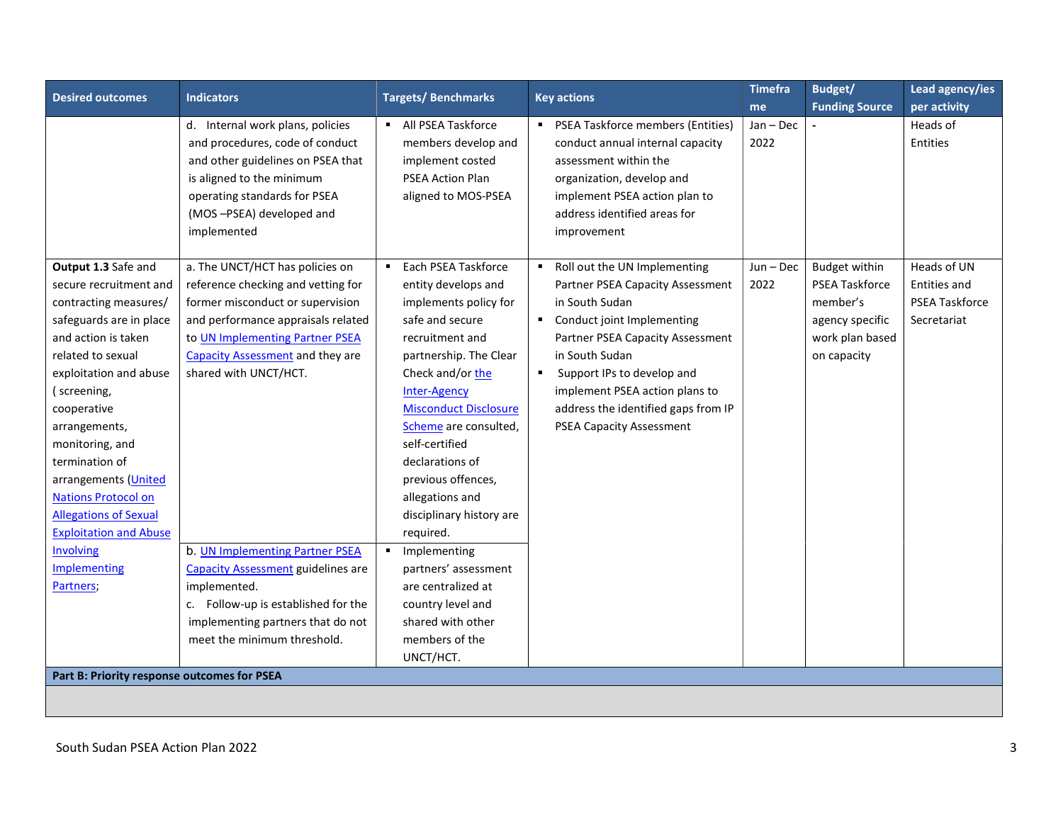| Desired outcomes | Indicators | Targets/ Benchmarks | Key actions | Timeframe | Budget/ Funding Source | Lead agency/ies per activity |
|---|---|---|---|---|---|---|
| | d. Internal work plans, policies and procedures, code of conduct and other guidelines on PSEA that is aligned to the minimum operating standards for PSEA (MOS –PSEA) developed and implemented | ▪ All PSEA Taskforce members develop and implement costed PSEA Action Plan aligned to MOS-PSEA | ▪ PSEA Taskforce members (Entities) conduct annual internal capacity assessment within the organization, develop and implement PSEA action plan to address identified areas for improvement | Jan – Dec 2022 | - | Heads of Entities |
| **Output 1.3** Safe and secure recruitment and contracting measures/ safeguards are in place and action is taken related to sexual exploitation and abuse ( screening, cooperative arrangements, monitoring, and termination of arrangements (United Nations Protocol on Allegations of Sexual Exploitation and Abuse Involving Implementing Partners; | a. The UNCT/HCT has policies on reference checking and vetting for former misconduct or supervision and performance appraisals related to UN Implementing Partner PSEA Capacity Assessment and they are shared with UNCT/HCT. | ▪ Each PSEA Taskforce entity develops and implements policy for safe and secure recruitment and partnership. The Clear Check and/or the Inter-Agency Misconduct Disclosure Scheme are consulted, self-certified declarations of previous offences, allegations and disciplinary history are required. | ▪ Roll out the UN Implementing Partner PSEA Capacity Assessment in South Sudan<br>▪ Conduct joint Implementing Partner PSEA Capacity Assessment in South Sudan<br>▪ Support IPs to develop and implement PSEA action plans to address the identified gaps from IP PSEA Capacity Assessment | Jun – Dec 2022 | Budget within PSEA Taskforce member's agency specific work plan based on capacity | Heads of UN Entities and PSEA Taskforce Secretariat |
| | b. UN Implementing Partner PSEA Capacity Assessment guidelines are implemented.<br>c. Follow-up is established for the implementing partners that do not meet the minimum threshold. | ▪ Implementing partners' assessment are centralized at country level and shared with other members of the UNCT/HCT. | | | | |
| **Part B: Priority response outcomes for PSEA** | | | | | | |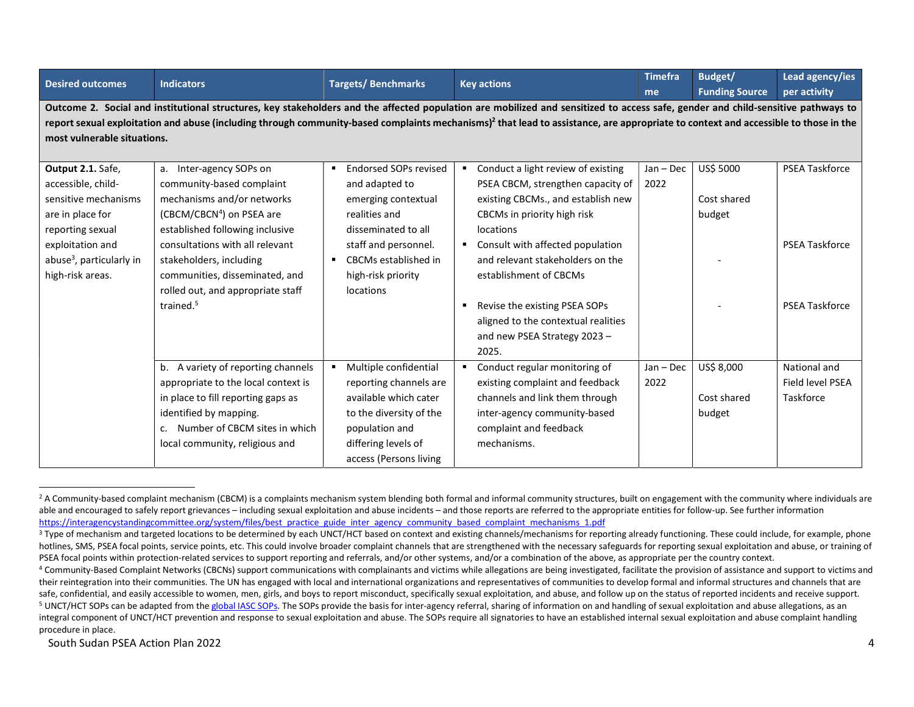| Desired outcomes | Indicators | Targets/ Benchmarks | Key actions | Timeframe | Budget/ Funding Source | Lead agency/ies per activity |
|---|---|---|---|---|---|---|
| **Outcome 2. Social and institutional structures, key stakeholders and the affected population are mobilized and sensitized to access safe, gender and child-sensitive pathways to report sexual exploitation and abuse (including through community-based complaints mechanisms)[2] that lead to assistance, are appropriate to context and accessible to those in the most vulnerable situations.** | | | | | | |
| **Output 2.1.** Safe, accessible, child-sensitive mechanisms are in place for reporting sexual exploitation and abuse[3], particularly in high-risk areas. | a. Inter-agency SOPs on community-based complaint mechanisms and/or networks (CBCM/CBCN[4]) on PSEA are established following inclusive consultations with all relevant stakeholders, including communities, disseminated, and rolled out, and appropriate staff trained.[5] | ▪ Endorsed SOPs revised and adapted to emerging contextual realities and disseminated to all staff and personnel.<br>▪ CBCMs established in high-risk priority locations | ▪ Conduct a light review of existing PSEA CBCM, strengthen capacity of existing CBCMs., and establish new CBCMs in priority high risk locations<br>▪ Consult with affected population and relevant stakeholders on the establishment of CBCMs<br>▪ Revise the existing PSEA SOPs aligned to the contextual realities and new PSEA Strategy 2023 – 2025. | Jan – Dec 2022 | US$ 5000<br><br>Cost shared budget<br><br>-<br><br>- | PSEA Taskforce<br><br>PSEA Taskforce<br><br>PSEA Taskforce |
| | b. A variety of reporting channels appropriate to the local context is in place to fill reporting gaps as identified by mapping.<br>c. Number of CBCM sites in which local community, religious and | ▪ Multiple confidential reporting channels are available which cater to the diversity of the population and differing levels of access (Persons living | ▪ Conduct regular monitoring of existing complaint and feedback channels and link them through inter-agency community-based complaint and feedback mechanisms. | Jan – Dec 2022 | US$ 8,000<br><br>Cost shared budget | National and Field level PSEA Taskforce |

[2] A Community-based complaint mechanism (CBCM) is a complaints mechanism system blending both formal and informal community structures, built on engagement with the community where individuals are able and encouraged to safely report grievances – including sexual exploitation and abuse incidents – and those reports are referred to the appropriate entities for follow-up. See further information https://interagencystandingcommittee.org/system/files/best_practice_guide_inter_agency_community_based_complaint_mechanisms_1.pdf

[3] Type of mechanism and targeted locations to be determined by each UNCT/HCT based on context and existing channels/mechanisms for reporting already functioning. These could include, for example, phone hotlines, SMS, PSEA focal points, service points, etc. This could involve broader complaint channels that are strengthened with the necessary safeguards for reporting sexual exploitation and abuse, or training of PSEA focal points within protection-related services to support reporting and referrals, and/or other systems, and/or a combination of the above, as appropriate per the country context.

[4] Community-Based Complaint Networks (CBCNs) support communications with complainants and victims while allegations are being investigated, facilitate the provision of assistance and support to victims and their reintegration into their communities. The UN has engaged with local and international organizations and representatives of communities to develop formal and informal structures and channels that are safe, confidential, and easily accessible to women, men, girls, and boys to report misconduct, specifically sexual exploitation, and abuse, and follow up on the status of reported incidents and receive support.

[5] UNCT/HCT SOPs can be adapted from the global IASC SOPs. The SOPs provide the basis for inter-agency referral, sharing of information on and handling of sexual exploitation and abuse allegations, as an integral component of UNCT/HCT prevention and response to sexual exploitation and abuse. The SOPs require all signatories to have an established internal sexual exploitation and abuse complaint handling procedure in place.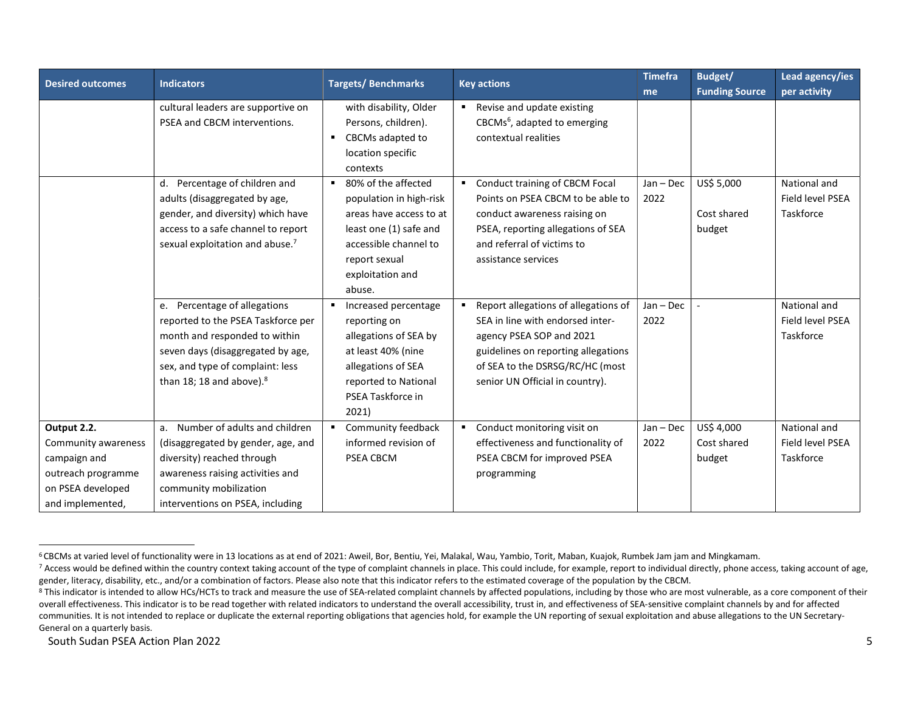| Desired outcomes | Indicators | Targets/ Benchmarks | Key actions | Timeframe | Budget/ Funding Source | Lead agency/ies per activity |
|---|---|---|---|---|---|---|
| | cultural leaders are supportive on PSEA and CBCM interventions. | with disability, Older Persons, children).<br>▪ CBCMs adapted to location specific contexts | ▪ Revise and update existing CBCMs[6], adapted to emerging contextual realities | | | |
| | d. Percentage of children and adults (disaggregated by age, gender, and diversity) which have access to a safe channel to report sexual exploitation and abuse.[7] | ▪ 80% of the affected population in high-risk areas have access to at least one (1) safe and accessible channel to report sexual exploitation and abuse. | ▪ Conduct training of CBCM Focal Points on PSEA CBCM to be able to conduct awareness raising on PSEA, reporting allegations of SEA and referral of victims to assistance services | Jan – Dec 2022 | US$ 5,000<br><br>Cost shared budget | National and Field level PSEA Taskforce |
| | e. Percentage of allegations reported to the PSEA Taskforce per month and responded to within seven days (disaggregated by age, sex, and type of complaint: less than 18; 18 and above).[8] | ▪ Increased percentage reporting on allegations of SEA by at least 40% (nine allegations of SEA reported to National PSEA Taskforce in 2021) | ▪ Report allegations of allegations of SEA in line with endorsed inter-agency PSEA SOP and 2021 guidelines on reporting allegations of SEA to the DSRSG/RC/HC (most senior UN Official in country). | Jan – Dec 2022 | - | National and Field level PSEA Taskforce |
| **Output 2.2.** Community awareness campaign and outreach programme on PSEA developed and implemented, | a. Number of adults and children (disaggregated by gender, age, and diversity) reached through awareness raising activities and community mobilization interventions on PSEA, including | ▪ Community feedback informed revision of PSEA CBCM | ▪ Conduct monitoring visit on effectiveness and functionality of PSEA CBCM for improved PSEA programming | Jan – Dec 2022 | US$ 4,000 Cost shared budget | National and Field level PSEA Taskforce |

[6] CBCMs at varied level of functionality were in 13 locations as at end of 2021: Aweil, Bor, Bentiu, Yei, Malakal, Wau, Yambio, Torit, Maban, Kuajok, Rumbek Jam jam and Mingkamam.

[7] Access would be defined within the country context taking account of the type of complaint channels in place. This could include, for example, report to individual directly, phone access, taking account of age, gender, literacy, disability, etc., and/or a combination of factors. Please also note that this indicator refers to the estimated coverage of the population by the CBCM.

[8] This indicator is intended to allow HCs/HCTs to track and measure the use of SEA-related complaint channels by affected populations, including by those who are most vulnerable, as a core component of their overall effectiveness. This indicator is to be read together with related indicators to understand the overall accessibility, trust in, and effectiveness of SEA-sensitive complaint channels by and for affected communities. It is not intended to replace or duplicate the external reporting obligations that agencies hold, for example the UN reporting of sexual exploitation and abuse allegations to the UN Secretary-General on a quarterly basis.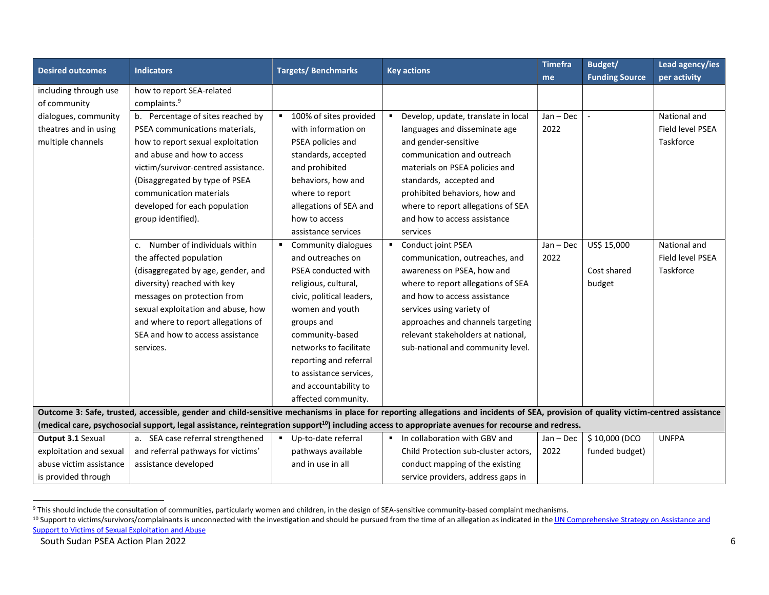| Desired outcomes | Indicators | Targets/ Benchmarks | Key actions | Timeframe | Budget/ Funding Source | Lead agency/ies per activity |
|---|---|---|---|---|---|---|
| including through use of community dialogues, community theatres and in using multiple channels | how to report SEA-related complaints.[9] | | | | | |
| | b. Percentage of sites reached by PSEA communications materials, how to report sexual exploitation and abuse and how to access victim/survivor-centred assistance. (Disaggregated by type of PSEA communication materials developed for each population group identified). | ▪ 100% of sites provided with information on PSEA policies and standards, accepted and prohibited behaviors, how and where to report allegations of SEA and how to access assistance services | ▪ Develop, update, translate in local languages and disseminate age and gender-sensitive communication and outreach materials on PSEA policies and standards, accepted and prohibited behaviors, how and where to report allegations of SEA and how to access assistance services | Jan – Dec 2022 | - | National and Field level PSEA Taskforce |
| | c. Number of individuals within the affected population (disaggregated by age, gender, and diversity) reached with key messages on protection from sexual exploitation and abuse, how and where to report allegations of SEA and how to access assistance services. | ▪ Community dialogues and outreaches on PSEA conducted with religious, cultural, civic, political leaders, women and youth groups and community-based networks to facilitate reporting and referral to assistance services, and accountability to affected community. | ▪ Conduct joint PSEA communication, outreaches, and awareness on PSEA, how and where to report allegations of SEA and how to access assistance services using variety of approaches and channels targeting relevant stakeholders at national, sub-national and community level. | Jan – Dec 2022 | US$ 15,000<br><br>Cost shared budget | National and Field level PSEA Taskforce |
| **Outcome 3: Safe, trusted, accessible, gender and child-sensitive mechanisms in place for reporting allegations and incidents of SEA, provision of quality victim-centred assistance (medical care, psychosocial support, legal assistance, reintegration support[10]) including access to appropriate avenues for recourse and redress.** | | | | | | |
| **Output 3.1** Sexual exploitation and sexual abuse victim assistance is provided through | a. SEA case referral strengthened and referral pathways for victims' assistance developed | ▪ Up-to-date referral pathways available and in use in all | ▪ In collaboration with GBV and Child Protection sub-cluster actors, conduct mapping of the existing service providers, address gaps in | Jan – Dec 2022 | $ 10,000 (DCO funded budget) | UNFPA |

[9] This should include the consultation of communities, particularly women and children, in the design of SEA-sensitive community-based complaint mechanisms.

[10] Support to victims/survivors/complainants is unconnected with the investigation and should be pursued from the time of an allegation as indicated in the UN Comprehensive Strategy on Assistance and Support to Victims of Sexual Exploitation and Abuse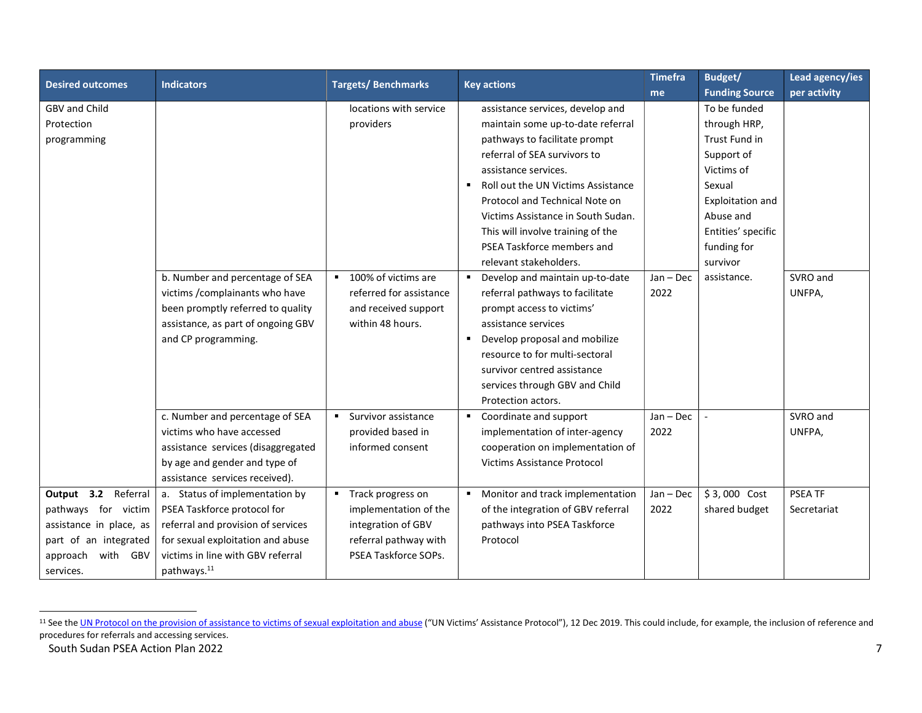| Desired outcomes | Indicators | Targets/ Benchmarks | Key actions | Timeframe | Budget/ Funding Source | Lead agency/ies per activity |
|---|---|---|---|---|---|---|
| GBV and Child Protection programming | | locations with service providers | assistance services, develop and maintain some up-to-date referral pathways to facilitate prompt referral of SEA survivors to assistance services.<br>▪ Roll out the UN Victims Assistance Protocol and Technical Note on Victims Assistance in South Sudan. This will involve training of the PSEA Taskforce members and relevant stakeholders. | | To be funded through HRP, Trust Fund in Support of Victims of Sexual Exploitation and Abuse and Entities' specific funding for survivor assistance. | |
| | b. Number and percentage of SEA victims /complainants who have been promptly referred to quality assistance, as part of ongoing GBV and CP programming. | ▪ 100% of victims are referred for assistance and received support within 48 hours. | ▪ Develop and maintain up-to-date referral pathways to facilitate prompt access to victims' assistance services<br>▪ Develop proposal and mobilize resource to for multi-sectoral survivor centred assistance services through GBV and Child Protection actors. | Jan – Dec 2022 | | SVRO and UNFPA, |
| | c. Number and percentage of SEA victims who have accessed assistance services (disaggregated by age and gender and type of assistance services received). | ▪ Survivor assistance provided based in informed consent | ▪ Coordinate and support implementation of inter-agency cooperation on implementation of Victims Assistance Protocol | Jan – Dec 2022 | - | SVRO and UNFPA, |
| **Output 3.2** Referral pathways for victim assistance in place, as part of an integrated approach with GBV services. | a. Status of implementation by PSEA Taskforce protocol for referral and provision of services for sexual exploitation and abuse victims in line with GBV referral pathways.[11] | ▪ Track progress on implementation of the integration of GBV referral pathway with PSEA Taskforce SOPs. | ▪ Monitor and track implementation of the integration of GBV referral pathways into PSEA Taskforce Protocol | Jan – Dec 2022 | $ 3, 000 Cost shared budget | PSEA TF Secretariat |

[11] See the UN Protocol on the provision of assistance to victims of sexual exploitation and abuse ("UN Victims' Assistance Protocol"), 12 Dec 2019. This could include, for example, the inclusion of reference and procedures for referrals and accessing services.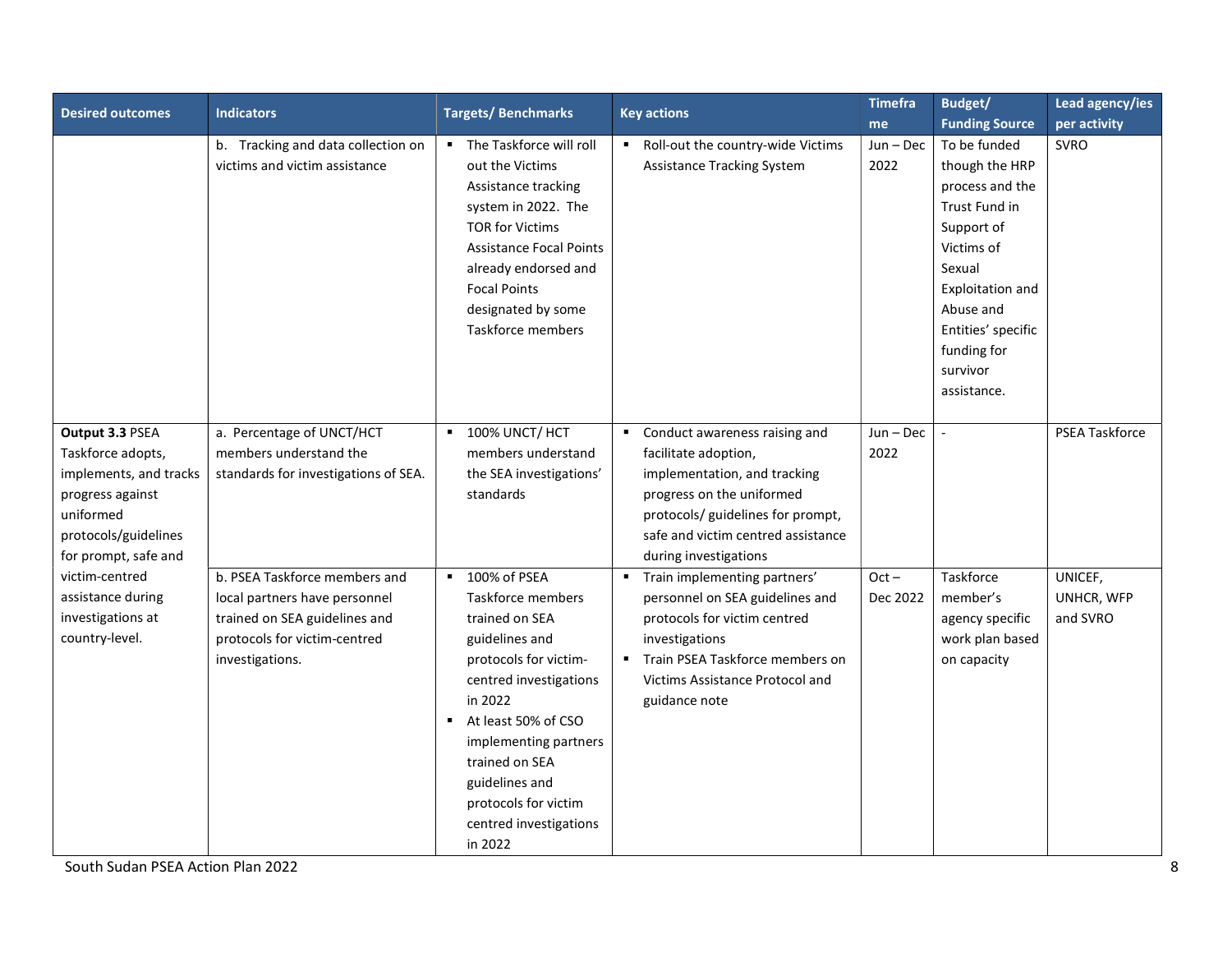| Desired outcomes | Indicators | Targets/ Benchmarks | Key actions | Timeframe | Budget/ Funding Source | Lead agency/ies per activity |
|---|---|---|---|---|---|---|
| | b. Tracking and data collection on victims and victim assistance | ▪ The Taskforce will roll out the Victims Assistance tracking system in 2022. The TOR for Victims Assistance Focal Points already endorsed and Focal Points designated by some Taskforce members | ▪ Roll-out the country-wide Victims Assistance Tracking System | Jun – Dec 2022 | To be funded though the HRP process and the Trust Fund in Support of Victims of Sexual Exploitation and Abuse and Entities' specific funding for survivor assistance. | SVRO |
| **Output 3.3** PSEA Taskforce adopts, implements, and tracks progress against uniformed protocols/guidelines for prompt, safe and victim-centred assistance during investigations at country-level. | a. Percentage of UNCT/HCT members understand the standards for investigations of SEA. | ▪ 100% UNCT/ HCT members understand the SEA investigations' standards | ▪ Conduct awareness raising and facilitate adoption, implementation, and tracking progress on the uniformed protocols/ guidelines for prompt, safe and victim centred assistance during investigations | Jun – Dec 2022 | - | PSEA Taskforce |
| | b. PSEA Taskforce members and local partners have personnel trained on SEA guidelines and protocols for victim-centred investigations. | ▪ 100% of PSEA Taskforce members trained on SEA guidelines and protocols for victim-centred investigations in 2022<br>▪ At least 50% of CSO implementing partners trained on SEA guidelines and protocols for victim centred investigations in 2022 | ▪ Train implementing partners' personnel on SEA guidelines and protocols for victim centred investigations<br>▪ Train PSEA Taskforce members on Victims Assistance Protocol and guidance note | Oct – Dec 2022 | Taskforce member's agency specific work plan based on capacity | UNICEF, UNHCR, WFP and SVRO |

South Sudan PSEA Action Plan 2022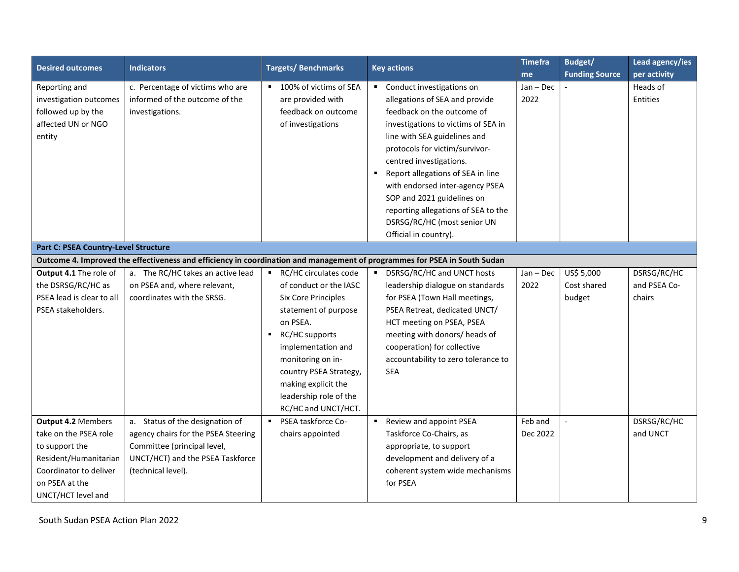| Desired outcomes | Indicators | Targets/ Benchmarks | Key actions | Timeframe | Budget/ Funding Source | Lead agency/ies per activity |
|---|---|---|---|---|---|---|
| Reporting and investigation outcomes followed up by the affected UN or NGO entity | c. Percentage of victims who are informed of the outcome of the investigations. | ▪ 100% of victims of SEA are provided with feedback on outcome of investigations | ▪ Conduct investigations on allegations of SEA and provide feedback on the outcome of investigations to victims of SEA in line with SEA guidelines and protocols for victim/survivor-centred investigations. ▪ Report allegations of SEA in line with endorsed inter-agency PSEA SOP and 2021 guidelines on reporting allegations of SEA to the DSRSG/RC/HC (most senior UN Official in country). | Jan – Dec 2022 | - | Heads of Entities |
| **Part C: PSEA Country-Level Structure** | | | | | | |
| **Outcome 4. Improved the effectiveness and efficiency in coordination and management of programmes for PSEA in South Sudan** | | | | | | |
| **Output 4.1** The role of the DSRSG/RC/HC as PSEA lead is clear to all PSEA stakeholders. | a. The RC/HC takes an active lead on PSEA and, where relevant, coordinates with the SRSG. | ▪ RC/HC circulates code of conduct or the IASC Six Core Principles statement of purpose on PSEA. ▪ RC/HC supports implementation and monitoring on in-country PSEA Strategy, making explicit the leadership role of the RC/HC and UNCT/HCT. | ▪ DSRSG/RC/HC and UNCT hosts leadership dialogue on standards for PSEA (Town Hall meetings, PSEA Retreat, dedicated UNCT/ HCT meeting on PSEA, PSEA meeting with donors/ heads of cooperation) for collective accountability to zero tolerance to SEA | Jan – Dec 2022 | US$ 5,000 Cost shared budget | DSRSG/RC/HC and PSEA Co-chairs |
| **Output 4.2** Members take on the PSEA role to support the Resident/Humanitarian Coordinator to deliver on PSEA at the UNCT/HCT level and | a. Status of the designation of agency chairs for the PSEA Steering Committee (principal level, UNCT/HCT) and the PSEA Taskforce (technical level). | ▪ PSEA taskforce Co-chairs appointed | ▪ Review and appoint PSEA Taskforce Co-Chairs, as appropriate, to support development and delivery of a coherent system wide mechanisms for PSEA | Feb and Dec 2022 | - | DSRSG/RC/HC and UNCT |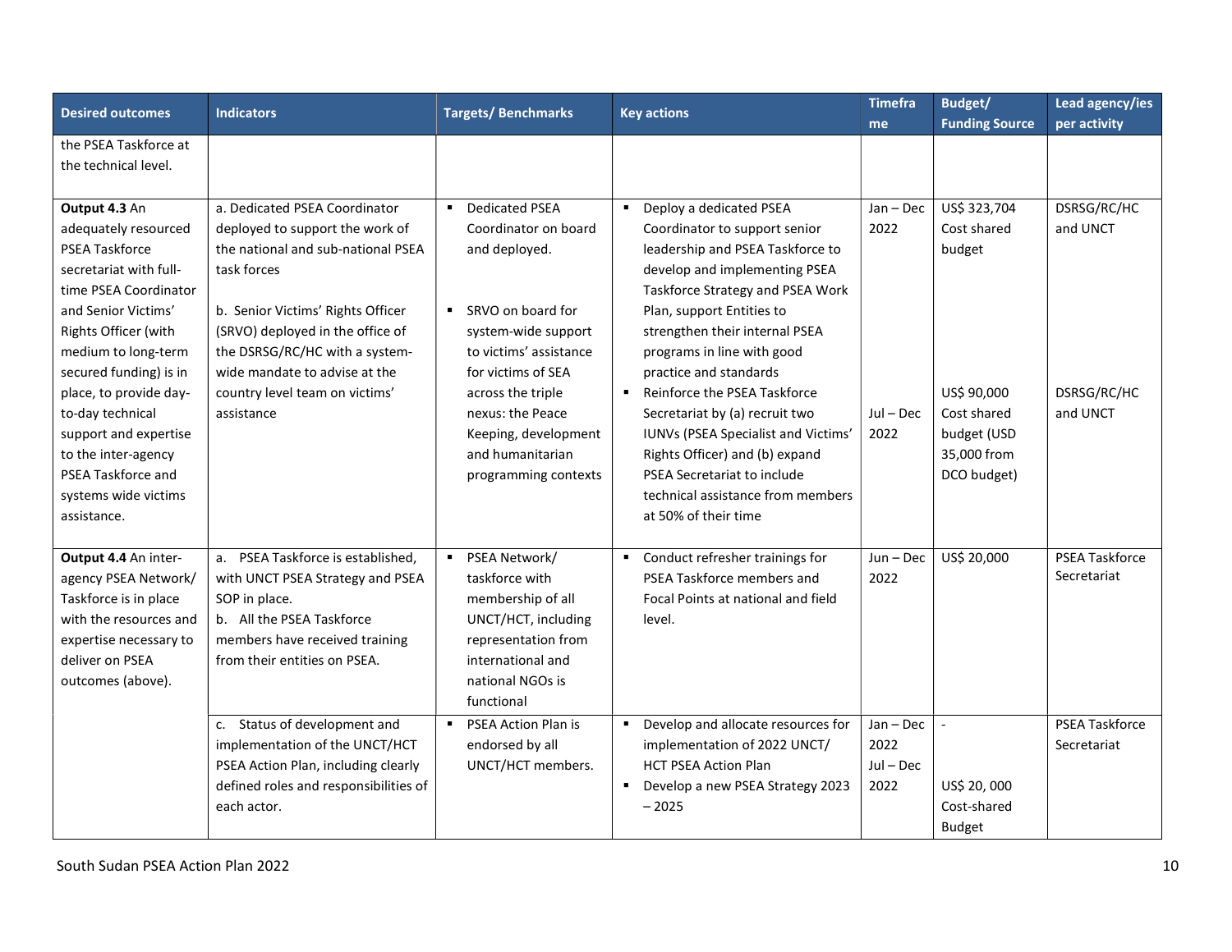| Desired outcomes | Indicators | Targets/ Benchmarks | Key actions | Timeframe | Budget/ Funding Source | Lead agency/ies per activity |
|---|---|---|---|---|---|---|
| the PSEA Taskforce at the technical level. | | | | | | |
| **Output 4.3** An adequately resourced PSEA Taskforce secretariat with full-time PSEA Coordinator and Senior Victims' Rights Officer (with medium to long-term secured funding) is in place, to provide day-to-day technical support and expertise to the inter-agency PSEA Taskforce and systems wide victims assistance. | a. Dedicated PSEA Coordinator deployed to support the work of the national and sub-national PSEA task forces<br><br>b. Senior Victims' Rights Officer (SRVO) deployed in the office of the DSRSG/RC/HC with a system-wide mandate to advise at the country level team on victims' assistance | ▪ Dedicated PSEA Coordinator on board and deployed.<br><br>▪ SRVO on board for system-wide support to victims' assistance for victims of SEA across the triple nexus: the Peace Keeping, development and humanitarian programming contexts | ▪ Deploy a dedicated PSEA Coordinator to support senior leadership and PSEA Taskforce to develop and implementing PSEA Taskforce Strategy and PSEA Work Plan, support Entities to strengthen their internal PSEA programs in line with good practice and standards<br>▪ Reinforce the PSEA Taskforce Secretariat by (a) recruit two IUNVs (PSEA Specialist and Victims' Rights Officer) and (b) expand PSEA Secretariat to include technical assistance from members at 50% of their time | Jan – Dec 2022<br><br>Jul – Dec 2022 | US$ 323,704 Cost shared budget<br><br>US$ 90,000 Cost shared budget (USD 35,000 from DCO budget) | DSRSG/RC/HC and UNCT<br><br>DSRSG/RC/HC and UNCT |
| **Output 4.4** An inter-agency PSEA Network/ Taskforce is in place with the resources and expertise necessary to deliver on PSEA outcomes (above). | a. PSEA Taskforce is established, with UNCT PSEA Strategy and PSEA SOP in place.<br>b. All the PSEA Taskforce members have received training from their entities on PSEA. | ▪ PSEA Network/ taskforce with membership of all UNCT/HCT, including representation from international and national NGOs is functional | ▪ Conduct refresher trainings for PSEA Taskforce members and Focal Points at national and field level. | Jun – Dec 2022 | US$ 20,000 | PSEA Taskforce Secretariat |
| | c. Status of development and implementation of the UNCT/HCT PSEA Action Plan, including clearly defined roles and responsibilities of each actor. | ▪ PSEA Action Plan is endorsed by all UNCT/HCT members. | ▪ Develop and allocate resources for implementation of 2022 UNCT/ HCT PSEA Action Plan<br>▪ Develop a new PSEA Strategy 2023 – 2025 | Jan – Dec 2022<br>Jul – Dec 2022 | -<br><br>US$ 20, 000 Cost-shared Budget | PSEA Taskforce Secretariat |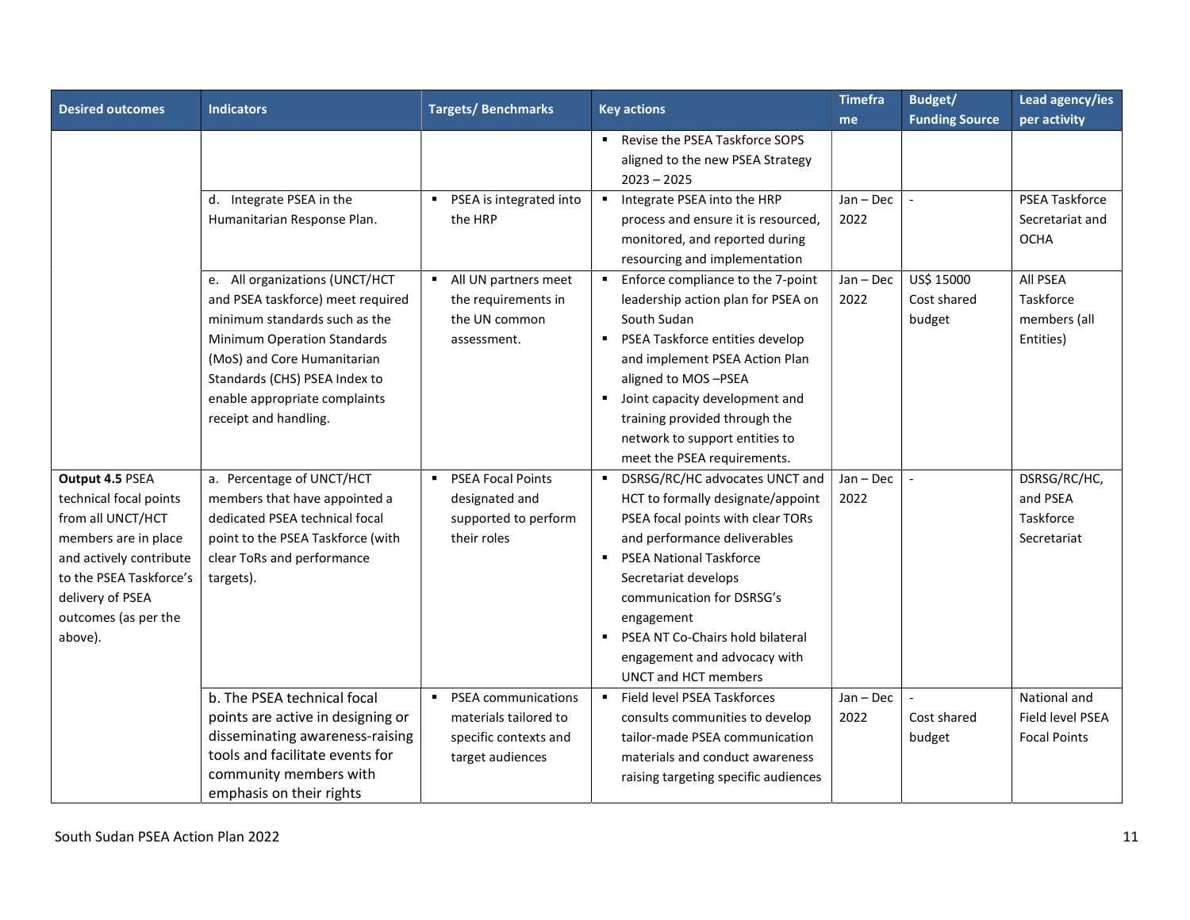| Desired outcomes | Indicators | Targets/ Benchmarks | Key actions | Timeframe | Budget/ Funding Source | Lead agency/ies per activity |
|---|---|---|---|---|---|---|
| | | | ▪ Revise the PSEA Taskforce SOPS aligned to the new PSEA Strategy 2023 – 2025 | | | |
| | d. Integrate PSEA in the Humanitarian Response Plan. | ▪ PSEA is integrated into the HRP | ▪ Integrate PSEA into the HRP process and ensure it is resourced, monitored, and reported during resourcing and implementation | Jan – Dec 2022 | - | PSEA Taskforce Secretariat and OCHA |
| | e. All organizations (UNCT/HCT and PSEA taskforce) meet required minimum standards such as the Minimum Operation Standards (MoS) and Core Humanitarian Standards (CHS) PSEA Index to enable appropriate complaints receipt and handling. | ▪ All UN partners meet the requirements in the UN common assessment. | ▪ Enforce compliance to the 7-point leadership action plan for PSEA on South Sudan<br>▪ PSEA Taskforce entities develop and implement PSEA Action Plan aligned to MOS –PSEA<br>▪ Joint capacity development and training provided through the network to support entities to meet the PSEA requirements. | Jan – Dec 2022 | US$ 15000 Cost shared budget | All PSEA Taskforce members (all Entities) |
| **Output 4.5** PSEA technical focal points from all UNCT/HCT members are in place and actively contribute to the PSEA Taskforce's delivery of PSEA outcomes (as per the above). | a. Percentage of UNCT/HCT members that have appointed a dedicated PSEA technical focal point to the PSEA Taskforce (with clear ToRs and performance targets). | ▪ PSEA Focal Points designated and supported to perform their roles | ▪ DSRSG/RC/HC advocates UNCT and HCT to formally designate/appoint PSEA focal points with clear TORs and performance deliverables<br>▪ PSEA National Taskforce Secretariat develops communication for DSRSG's engagement<br>▪ PSEA NT Co-Chairs hold bilateral engagement and advocacy with UNCT and HCT members | Jan – Dec 2022 | - | DSRSG/RC/HC, and PSEA Taskforce Secretariat |
| | b. The PSEA technical focal points are active in designing or disseminating awareness-raising tools and facilitate events for community members with emphasis on their rights | ▪ PSEA communications materials tailored to specific contexts and target audiences | ▪ Field level PSEA Taskforces consults communities to develop tailor-made PSEA communication materials and conduct awareness raising targeting specific audiences | Jan – Dec 2022 | - Cost shared budget | National and Field level PSEA Focal Points |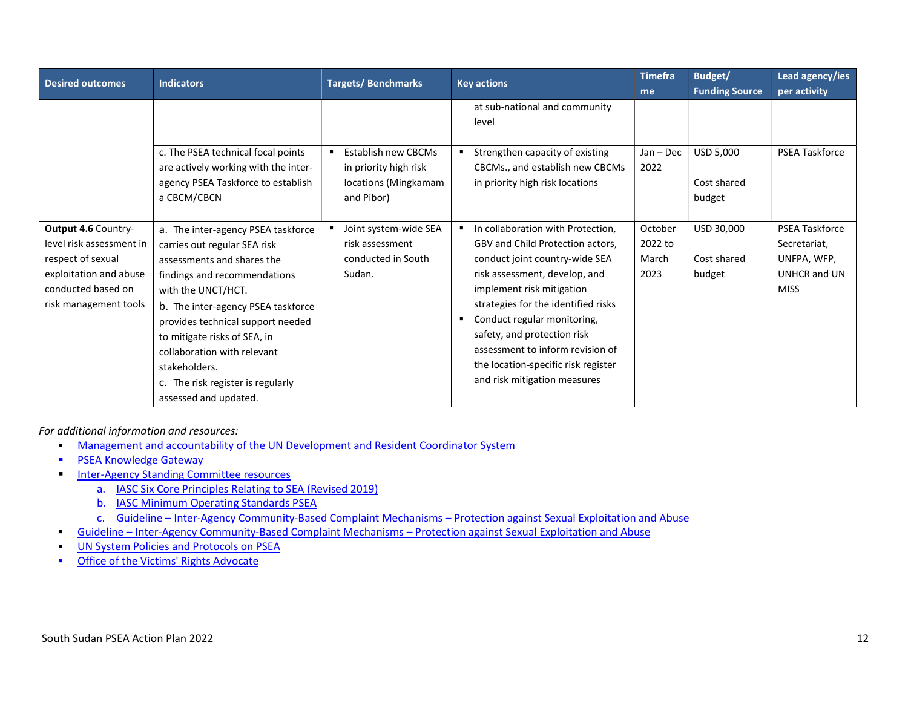| Desired outcomes | Indicators | Targets/ Benchmarks | Key actions | Timeframe | Budget/ Funding Source | Lead agency/ies per activity |
|---|---|---|---|---|---|---|
| | | | at sub-national and community level | | | |
| | c. The PSEA technical focal points are actively working with the inter-agency PSEA Taskforce to establish a CBCM/CBCN | ▪ Establish new CBCMs in priority high risk locations (Mingkamam and Pibor) | ▪ Strengthen capacity of existing CBCMs., and establish new CBCMs in priority high risk locations | Jan – Dec 2022 | USD 5,000<br><br>Cost shared budget | PSEA Taskforce |
| **Output 4.6** Country-level risk assessment in respect of sexual exploitation and abuse conducted based on risk management tools | a. The inter-agency PSEA taskforce carries out regular SEA risk assessments and shares the findings and recommendations with the UNCT/HCT.<br>b. The inter-agency PSEA taskforce provides technical support needed to mitigate risks of SEA, in collaboration with relevant stakeholders.<br>c. The risk register is regularly assessed and updated. | ▪ Joint system-wide SEA risk assessment conducted in South Sudan. | ▪ In collaboration with Protection, GBV and Child Protection actors, conduct joint country-wide SEA risk assessment, develop, and implement risk mitigation strategies for the identified risks<br>▪ Conduct regular monitoring, safety, and protection risk assessment to inform revision of the location-specific risk register and risk mitigation measures | October 2022 to March 2023 | USD 30,000<br><br>Cost shared budget | PSEA Taskforce Secretariat, UNFPA, WFP, UNHCR and UN MISS |

*For additional information and resources:*

- Management and accountability of the UN Development and Resident Coordinator System
- PSEA Knowledge Gateway
- Inter-Agency Standing Committee resources
    a. IASC Six Core Principles Relating to SEA (Revised 2019)
    b. IASC Minimum Operating Standards PSEA
    c. Guideline – Inter-Agency Community-Based Complaint Mechanisms – Protection against Sexual Exploitation and Abuse
- Guideline – Inter-Agency Community-Based Complaint Mechanisms – Protection against Sexual Exploitation and Abuse
- UN System Policies and Protocols on PSEA
- Office of the Victims' Rights Advocate